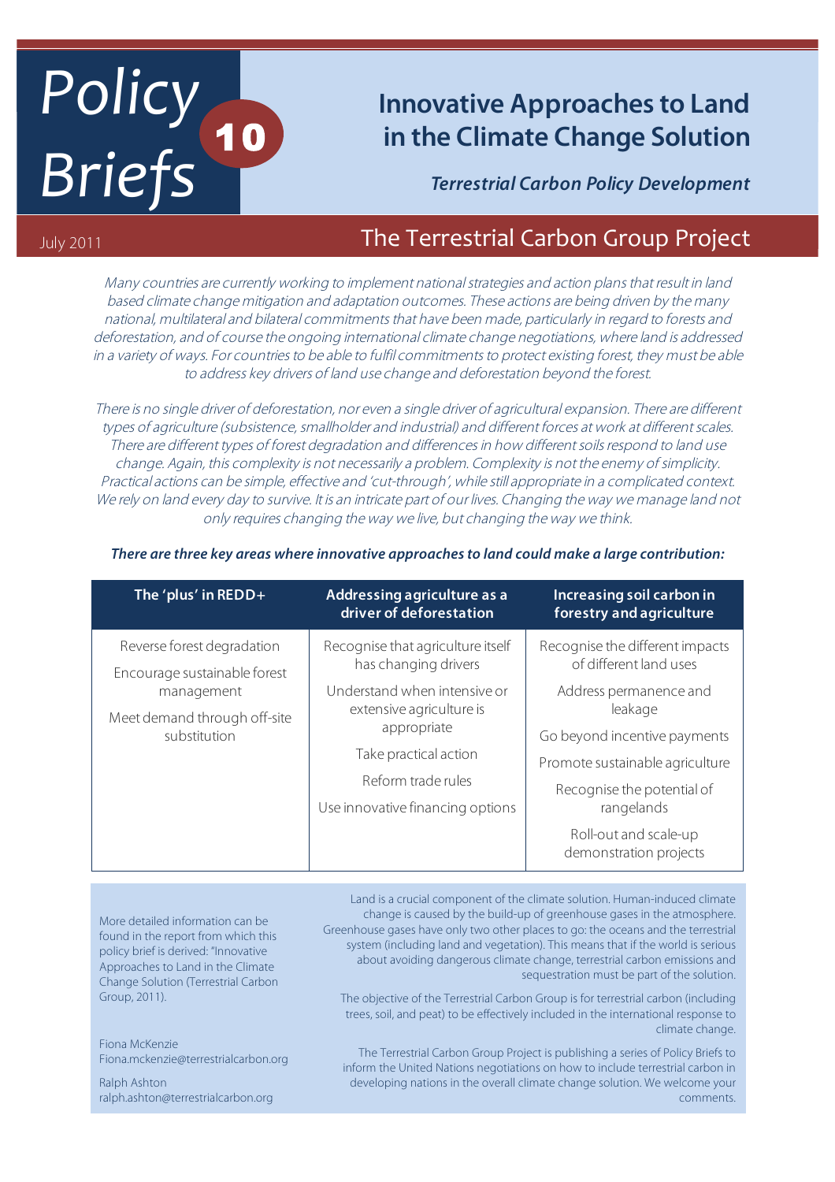# Policy Briefs 10

# Innovative Approaches to Land in the Climate Change Solution

***Terrestrial Carbon Policy Development***

July 2011

## The Terrestrial Carbon Group Project

*Many countries are currently working to implement national strategies and action plans that result in land based climate change mitigation and adaptation outcomes. These actions are being driven by the many national, multilateral and bilateral commitments that have been made, particularly in regard to forests and deforestation, and of course the ongoing international climate change negotiations, where land is addressed in a variety of ways. For countries to be able to fulfil commitments to protect existing forest, they must be able to address key drivers of land use change and deforestation beyond the forest.*

*There is no single driver of deforestation, nor even a single driver of agricultural expansion. There are different types of agriculture (subsistence, smallholder and industrial) and different forces at work at different scales. There are different types of forest degradation and differences in how different soils respond to land use change. Again, this complexity is not necessarily a problem. Complexity is not the enemy of simplicity. Practical actions can be simple, effective and 'cut-through', while still appropriate in a complicated context. We rely on land every day to survive. It is an intricate part of our lives. Changing the way we manage land not only requires changing the way we live, but changing the way we think.*

***There are three key areas where innovative approaches to land could make a large contribution:***

| The 'plus' in REDD+ | Addressing agriculture as a driver of deforestation | Increasing soil carbon in forestry and agriculture |
|---|---|---|
| Reverse forest degradation | Recognise that agriculture itself has changing drivers | Recognise the different impacts of different land uses |
| Encourage sustainable forest management | Understand when intensive or extensive agriculture is appropriate | Address permanence and leakage |
| Meet demand through off-site substitution | Take practical action | Go beyond incentive payments |
| | Reform trade rules | Promote sustainable agriculture |
| | Use innovative financing options | Recognise the potential of rangelands |
| | | Roll-out and scale-up demonstration projects |

Land is a crucial component of the climate solution. Human-induced climate change is caused by the build-up of greenhouse gases in the atmosphere. Greenhouse gases have only two other places to go: the oceans and the terrestrial system (including land and vegetation). This means that if the world is serious about avoiding dangerous climate change, terrestrial carbon emissions and sequestration must be part of the solution.

The objective of the Terrestrial Carbon Group is for terrestrial carbon (including trees, soil, and peat) to be effectively included in the international response to climate change.

The Terrestrial Carbon Group Project is publishing a series of Policy Briefs to inform the United Nations negotiations on how to include terrestrial carbon in developing nations in the overall climate change solution. We welcome your comments.

More detailed information can be found in the report from which this policy brief is derived: "Innovative Approaches to Land in the Climate Change Solution (Terrestrial Carbon Group, 2011).

Fiona McKenzie
Fiona.mckenzie@terrestrialcarbon.org

Ralph Ashton
ralph.ashton@terrestrialcarbon.org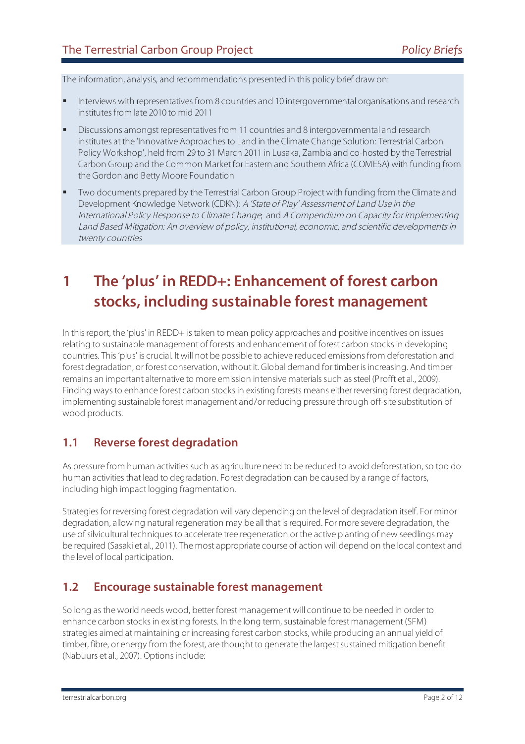The information, analysis, and recommendations presented in this policy brief draw on:

- Interviews with representatives from 8 countries and 10 intergovernmental organisations and research institutes from late 2010 to mid 2011
- Discussions amongst representatives from 11 countries and 8 intergovernmental and research institutes at the 'Innovative Approaches to Land in the Climate Change Solution: Terrestrial Carbon Policy Workshop', held from 29 to 31 March 2011 in Lusaka, Zambia and co-hosted by the Terrestrial Carbon Group and the Common Market for Eastern and Southern Africa (COMESA) with funding from the Gordon and Betty Moore Foundation
- Two documents prepared by the Terrestrial Carbon Group Project with funding from the Climate and Development Knowledge Network (CDKN): *A 'State of Play' Assessment of Land Use in the International Policy Response to Climate Change*; and *A Compendium on Capacity for Implementing Land Based Mitigation: An overview of policy, institutional, economic, and scientific developments in twenty countries*

# 1 The 'plus' in REDD+: Enhancement of forest carbon stocks, including sustainable forest management

In this report, the 'plus' in REDD+ is taken to mean policy approaches and positive incentives on issues relating to sustainable management of forests and enhancement of forest carbon stocks in developing countries. This 'plus' is crucial. It will not be possible to achieve reduced emissions from deforestation and forest degradation, or forest conservation, without it. Global demand for timber is increasing. And timber remains an important alternative to more emission intensive materials such as steel (Profft et al., 2009). Finding ways to enhance forest carbon stocks in existing forests means either reversing forest degradation, implementing sustainable forest management and/or reducing pressure through off-site substitution of wood products.

## 1.1 Reverse forest degradation

As pressure from human activities such as agriculture need to be reduced to avoid deforestation, so too do human activities that lead to degradation. Forest degradation can be caused by a range of factors, including high impact logging fragmentation.

Strategies for reversing forest degradation will vary depending on the level of degradation itself. For minor degradation, allowing natural regeneration may be all that is required. For more severe degradation, the use of silvicultural techniques to accelerate tree regeneration or the active planting of new seedlings may be required (Sasaki et al., 2011). The most appropriate course of action will depend on the local context and the level of local participation.

## 1.2 Encourage sustainable forest management

So long as the world needs wood, better forest management will continue to be needed in order to enhance carbon stocks in existing forests. In the long term, sustainable forest management (SFM) strategies aimed at maintaining or increasing forest carbon stocks, while producing an annual yield of timber, fibre, or energy from the forest, are thought to generate the largest sustained mitigation benefit (Nabuurs et al., 2007). Options include: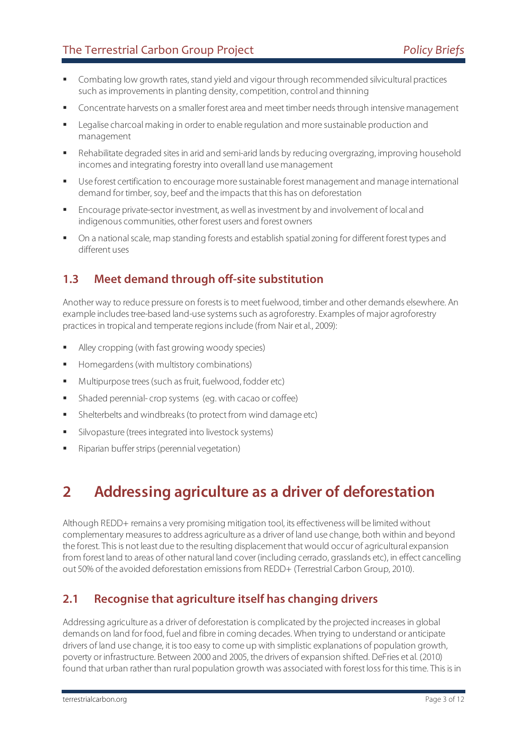- Combating low growth rates, stand yield and vigour through recommended silvicultural practices such as improvements in planting density, competition, control and thinning
- Concentrate harvests on a smaller forest area and meet timber needs through intensive management
- Legalise charcoal making in order to enable regulation and more sustainable production and management
- Rehabilitate degraded sites in arid and semi-arid lands by reducing overgrazing, improving household incomes and integrating forestry into overall land use management
- Use forest certification to encourage more sustainable forest management and manage international demand for timber, soy, beef and the impacts that this has on deforestation
- Encourage private-sector investment, as well as investment by and involvement of local and indigenous communities, other forest users and forest owners
- On a national scale, map standing forests and establish spatial zoning for different forest types and different uses

### 1.3 Meet demand through off-site substitution

Another way to reduce pressure on forests is to meet fuelwood, timber and other demands elsewhere. An example includes tree-based land-use systems such as agroforestry. Examples of major agroforestry practices in tropical and temperate regions include (from Nair et al., 2009):

- Alley cropping (with fast growing woody species)
- Homegardens (with multistory combinations)
- Multipurpose trees (such as fruit, fuelwood, fodder etc)
- Shaded perennial- crop systems (eg. with cacao or coffee)
- Shelterbelts and windbreaks (to protect from wind damage etc)
- Silvopasture (trees integrated into livestock systems)
- Riparian buffer strips (perennial vegetation)

## 2 Addressing agriculture as a driver of deforestation

Although REDD+ remains a very promising mitigation tool, its effectiveness will be limited without complementary measures to address agriculture as a driver of land use change, both within and beyond the forest. This is not least due to the resulting displacement that would occur of agricultural expansion from forest land to areas of other natural land cover (including cerrado, grasslands etc), in effect cancelling out 50% of the avoided deforestation emissions from REDD+ (Terrestrial Carbon Group, 2010).

### 2.1 Recognise that agriculture itself has changing drivers

Addressing agriculture as a driver of deforestation is complicated by the projected increases in global demands on land for food, fuel and fibre in coming decades. When trying to understand or anticipate drivers of land use change, it is too easy to come up with simplistic explanations of population growth, poverty or infrastructure. Between 2000 and 2005, the drivers of expansion shifted. DeFries et al. (2010) found that urban rather than rural population growth was associated with forest loss for this time. This is in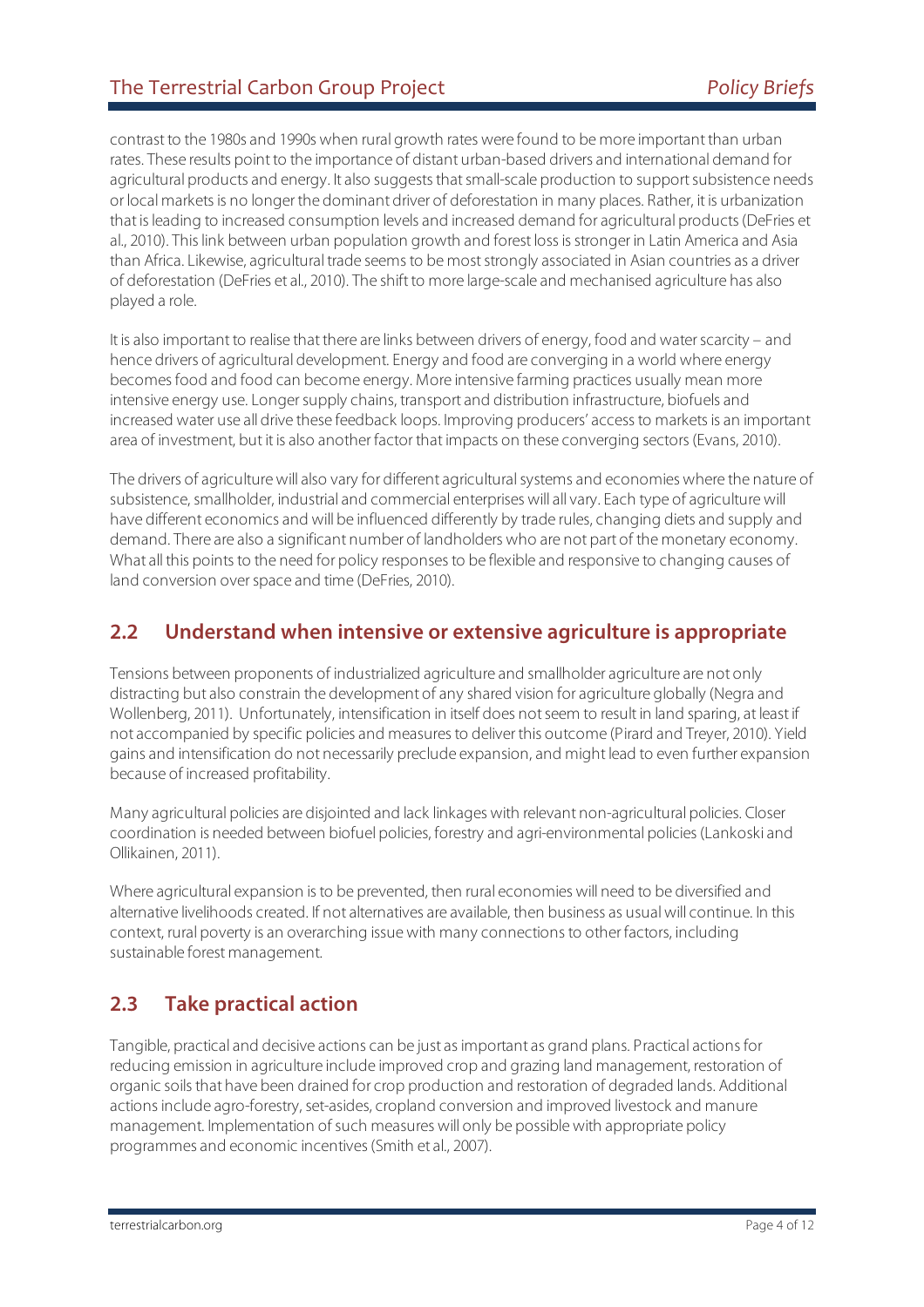contrast to the 1980s and 1990s when rural growth rates were found to be more important than urban rates. These results point to the importance of distant urban-based drivers and international demand for agricultural products and energy. It also suggests that small-scale production to support subsistence needs or local markets is no longer the dominant driver of deforestation in many places. Rather, it is urbanization that is leading to increased consumption levels and increased demand for agricultural products (DeFries et al., 2010). This link between urban population growth and forest loss is stronger in Latin America and Asia than Africa. Likewise, agricultural trade seems to be most strongly associated in Asian countries as a driver of deforestation (DeFries et al., 2010). The shift to more large-scale and mechanised agriculture has also played a role.

It is also important to realise that there are links between drivers of energy, food and water scarcity – and hence drivers of agricultural development. Energy and food are converging in a world where energy becomes food and food can become energy. More intensive farming practices usually mean more intensive energy use. Longer supply chains, transport and distribution infrastructure, biofuels and increased water use all drive these feedback loops. Improving producers' access to markets is an important area of investment, but it is also another factor that impacts on these converging sectors (Evans, 2010).

The drivers of agriculture will also vary for different agricultural systems and economies where the nature of subsistence, smallholder, industrial and commercial enterprises will all vary. Each type of agriculture will have different economics and will be influenced differently by trade rules, changing diets and supply and demand. There are also a significant number of landholders who are not part of the monetary economy. What all this points to the need for policy responses to be flexible and responsive to changing causes of land conversion over space and time (DeFries, 2010).

## 2.2 Understand when intensive or extensive agriculture is appropriate

Tensions between proponents of industrialized agriculture and smallholder agriculture are not only distracting but also constrain the development of any shared vision for agriculture globally (Negra and Wollenberg, 2011). Unfortunately, intensification in itself does not seem to result in land sparing, at least if not accompanied by specific policies and measures to deliver this outcome (Pirard and Treyer, 2010). Yield gains and intensification do not necessarily preclude expansion, and might lead to even further expansion because of increased profitability.

Many agricultural policies are disjointed and lack linkages with relevant non-agricultural policies. Closer coordination is needed between biofuel policies, forestry and agri-environmental policies (Lankoski and Ollikainen, 2011).

Where agricultural expansion is to be prevented, then rural economies will need to be diversified and alternative livelihoods created. If not alternatives are available, then business as usual will continue. In this context, rural poverty is an overarching issue with many connections to other factors, including sustainable forest management.

## 2.3 Take practical action

Tangible, practical and decisive actions can be just as important as grand plans. Practical actions for reducing emission in agriculture include improved crop and grazing land management, restoration of organic soils that have been drained for crop production and restoration of degraded lands. Additional actions include agro-forestry, set-asides, cropland conversion and improved livestock and manure management. Implementation of such measures will only be possible with appropriate policy programmes and economic incentives (Smith et al., 2007).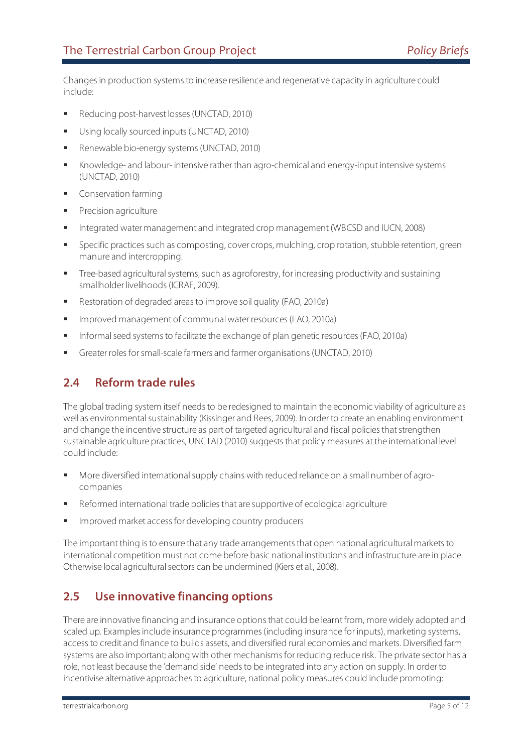Changes in production systems to increase resilience and regenerative capacity in agriculture could include:

- Reducing post-harvest losses (UNCTAD, 2010)
- Using locally sourced inputs (UNCTAD, 2010)
- Renewable bio-energy systems (UNCTAD, 2010)
- Knowledge- and labour- intensive rather than agro-chemical and energy-input intensive systems (UNCTAD, 2010)
- Conservation farming
- Precision agriculture
- Integrated water management and integrated crop management (WBCSD and IUCN, 2008)
- Specific practices such as composting, cover crops, mulching, crop rotation, stubble retention, green manure and intercropping.
- Tree-based agricultural systems, such as agroforestry, for increasing productivity and sustaining smallholder livelihoods (ICRAF, 2009).
- Restoration of degraded areas to improve soil quality (FAO, 2010a)
- Improved management of communal water resources (FAO, 2010a)
- Informal seed systems to facilitate the exchange of plan genetic resources (FAO, 2010a)
- Greater roles for small-scale farmers and farmer organisations (UNCTAD, 2010)

## 2.4 Reform trade rules

The global trading system itself needs to be redesigned to maintain the economic viability of agriculture as well as environmental sustainability (Kissinger and Rees, 2009). In order to create an enabling environment and change the incentive structure as part of targeted agricultural and fiscal policies that strengthen sustainable agriculture practices, UNCTAD (2010) suggests that policy measures at the international level could include:

- More diversified international supply chains with reduced reliance on a small number of agro-companies
- Reformed international trade policies that are supportive of ecological agriculture
- Improved market access for developing country producers

The important thing is to ensure that any trade arrangements that open national agricultural markets to international competition must not come before basic national institutions and infrastructure are in place. Otherwise local agricultural sectors can be undermined (Kiers et al., 2008).

## 2.5 Use innovative financing options

There are innovative financing and insurance options that could be learnt from, more widely adopted and scaled up. Examples include insurance programmes (including insurance for inputs), marketing systems, access to credit and finance to builds assets, and diversified rural economies and markets. Diversified farm systems are also important; along with other mechanisms for reducing reduce risk. The private sector has a role, not least because the 'demand side' needs to be integrated into any action on supply. In order to incentivise alternative approaches to agriculture, national policy measures could include promoting: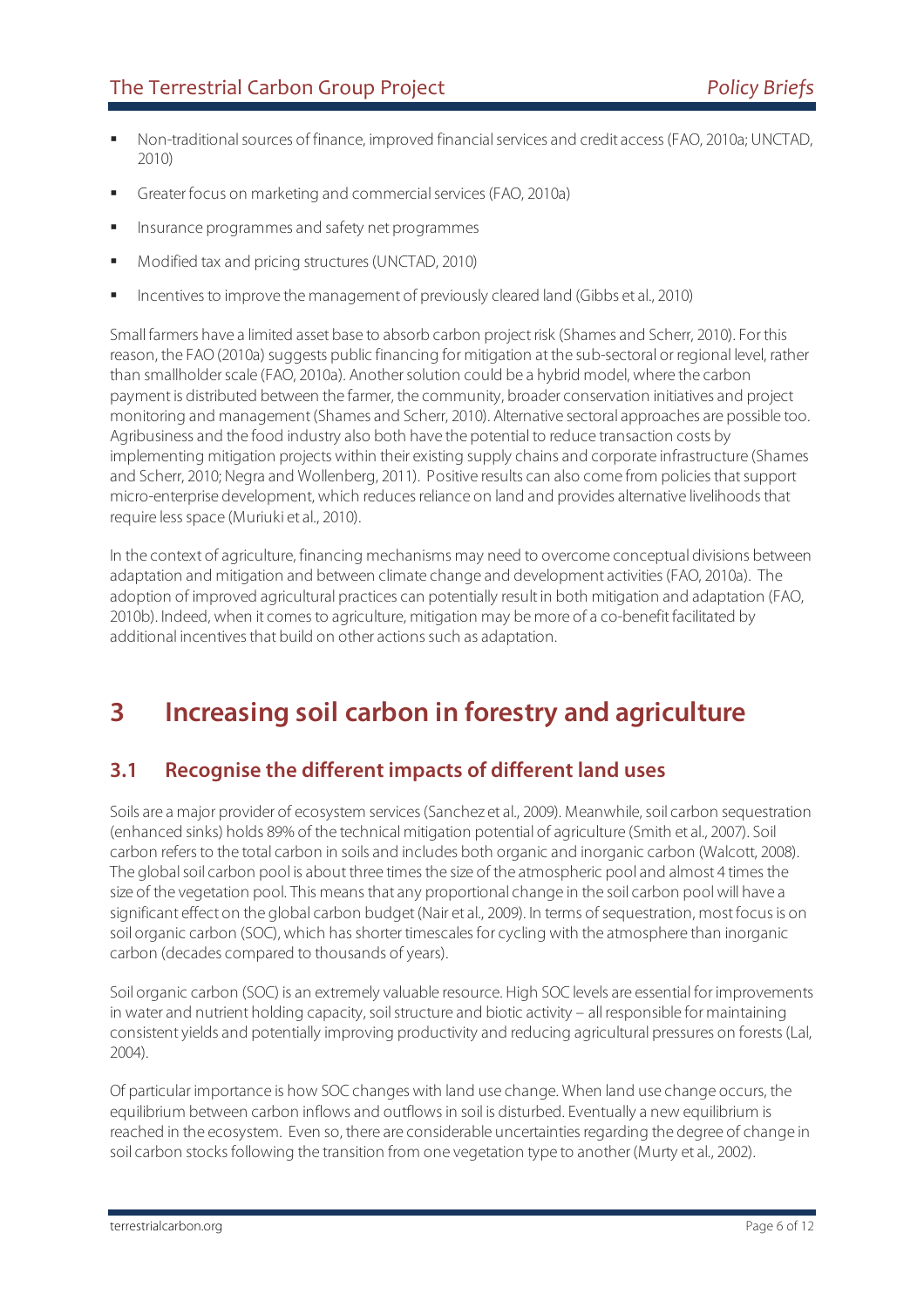- Non-traditional sources of finance, improved financial services and credit access (FAO, 2010a; UNCTAD, 2010)
- Greater focus on marketing and commercial services (FAO, 2010a)
- Insurance programmes and safety net programmes
- Modified tax and pricing structures (UNCTAD, 2010)
- Incentives to improve the management of previously cleared land (Gibbs et al., 2010)

Small farmers have a limited asset base to absorb carbon project risk (Shames and Scherr, 2010). For this reason, the FAO (2010a) suggests public financing for mitigation at the sub-sectoral or regional level, rather than smallholder scale (FAO, 2010a). Another solution could be a hybrid model, where the carbon payment is distributed between the farmer, the community, broader conservation initiatives and project monitoring and management (Shames and Scherr, 2010). Alternative sectoral approaches are possible too. Agribusiness and the food industry also both have the potential to reduce transaction costs by implementing mitigation projects within their existing supply chains and corporate infrastructure (Shames and Scherr, 2010; Negra and Wollenberg, 2011). Positive results can also come from policies that support micro-enterprise development, which reduces reliance on land and provides alternative livelihoods that require less space (Muriuki et al., 2010).

In the context of agriculture, financing mechanisms may need to overcome conceptual divisions between adaptation and mitigation and between climate change and development activities (FAO, 2010a). The adoption of improved agricultural practices can potentially result in both mitigation and adaptation (FAO, 2010b). Indeed, when it comes to agriculture, mitigation may be more of a co-benefit facilitated by additional incentives that build on other actions such as adaptation.

# 3 Increasing soil carbon in forestry and agriculture

## 3.1 Recognise the different impacts of different land uses

Soils are a major provider of ecosystem services (Sanchez et al., 2009). Meanwhile, soil carbon sequestration (enhanced sinks) holds 89% of the technical mitigation potential of agriculture (Smith et al., 2007). Soil carbon refers to the total carbon in soils and includes both organic and inorganic carbon (Walcott, 2008). The global soil carbon pool is about three times the size of the atmospheric pool and almost 4 times the size of the vegetation pool. This means that any proportional change in the soil carbon pool will have a significant effect on the global carbon budget (Nair et al., 2009). In terms of sequestration, most focus is on soil organic carbon (SOC), which has shorter timescales for cycling with the atmosphere than inorganic carbon (decades compared to thousands of years).

Soil organic carbon (SOC) is an extremely valuable resource. High SOC levels are essential for improvements in water and nutrient holding capacity, soil structure and biotic activity – all responsible for maintaining consistent yields and potentially improving productivity and reducing agricultural pressures on forests (Lal, 2004).

Of particular importance is how SOC changes with land use change. When land use change occurs, the equilibrium between carbon inflows and outflows in soil is disturbed. Eventually a new equilibrium is reached in the ecosystem. Even so, there are considerable uncertainties regarding the degree of change in soil carbon stocks following the transition from one vegetation type to another (Murty et al., 2002).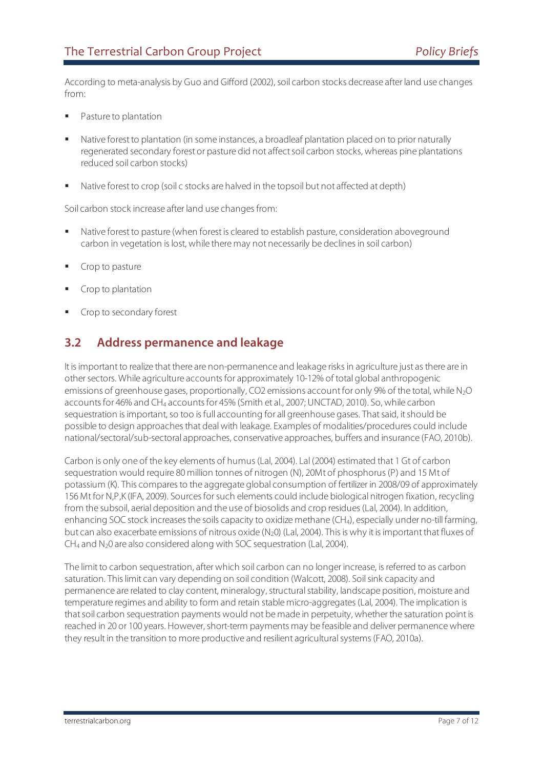According to meta-analysis by Guo and Gifford (2002), soil carbon stocks decrease after land use changes from:

- Pasture to plantation
- Native forest to plantation (in some instances, a broadleaf plantation placed on to prior naturally regenerated secondary forest or pasture did not affect soil carbon stocks, whereas pine plantations reduced soil carbon stocks)
- Native forest to crop (soil c stocks are halved in the topsoil but not affected at depth)

Soil carbon stock increase after land use changes from:

- Native forest to pasture (when forest is cleared to establish pasture, consideration aboveground carbon in vegetation is lost, while there may not necessarily be declines in soil carbon)
- Crop to pasture
- Crop to plantation
- Crop to secondary forest

## 3.2 Address permanence and leakage

It is important to realize that there are non-permanence and leakage risks in agriculture just as there are in other sectors. While agriculture accounts for approximately 10-12% of total global anthropogenic emissions of greenhouse gases, proportionally, CO2 emissions account for only 9% of the total, while $N_2O$ accounts for 46% and $CH_4$ accounts for 45% (Smith et al., 2007; UNCTAD, 2010). So, while carbon sequestration is important, so too is full accounting for all greenhouse gases. That said, it should be possible to design approaches that deal with leakage. Examples of modalities/procedures could include national/sectoral/sub-sectoral approaches, conservative approaches, buffers and insurance (FAO, 2010b).

Carbon is only one of the key elements of humus (Lal, 2004). Lal (2004) estimated that 1 Gt of carbon sequestration would require 80 million tonnes of nitrogen (N), 20Mt of phosphorus (P) and 15 Mt of potassium (K). This compares to the aggregate global consumption of fertilizer in 2008/09 of approximately 156 Mt for N,P,K (IFA, 2009). Sources for such elements could include biological nitrogen fixation, recycling from the subsoil, aerial deposition and the use of biosolids and crop residues (Lal, 2004). In addition, enhancing SOC stock increases the soils capacity to oxidize methane ($CH_4$), especially under no-till farming, but can also exacerbate emissions of nitrous oxide ($N_20$) (Lal, 2004). This is why it is important that fluxes of $CH_4$ and $N_20$ are also considered along with SOC sequestration (Lal, 2004).

The limit to carbon sequestration, after which soil carbon can no longer increase, is referred to as carbon saturation. This limit can vary depending on soil condition (Walcott, 2008). Soil sink capacity and permanence are related to clay content, mineralogy, structural stability, landscape position, moisture and temperature regimes and ability to form and retain stable micro-aggregates (Lal, 2004). The implication is that soil carbon sequestration payments would not be made in perpetuity, whether the saturation point is reached in 20 or 100 years. However, short-term payments may be feasible and deliver permanence where they result in the transition to more productive and resilient agricultural systems (FAO, 2010a).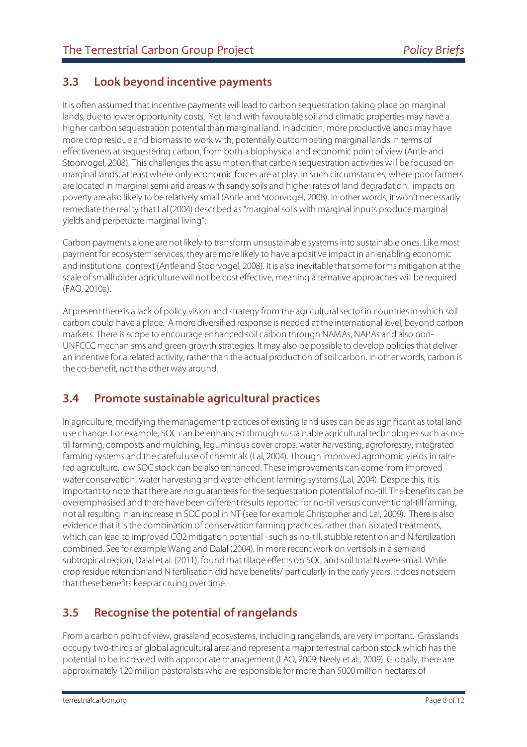## 3.3 Look beyond incentive payments

It is often assumed that incentive payments will lead to carbon sequestration taking place on marginal lands, due to lower opportunity costs. Yet, land with favourable soil and climatic properties may have a higher carbon sequestration potential than marginal land. In addition, more productive lands may have more crop residue and biomass to work with, potentially outcompeting marginal lands in terms of effectiveness at sequestering carbon, from both a biophysical and economic point of view (Antle and Stoorvogel, 2008). This challenges the assumption that carbon sequestration activities will be focused on marginal lands, at least where only economic forces are at play. In such circumstances, where poor farmers are located in marginal semi-arid areas with sandy soils and higher rates of land degradation, impacts on poverty are also likely to be relatively small (Antle and Stoorvogel, 2008). In other words, it won't necessarily remediate the reality that Lal (2004) described as "marginal soils with marginal inputs produce marginal yields and perpetuate marginal living".

Carbon payments alone are not likely to transform unsustainable systems into sustainable ones. Like most payment for ecosystem services, they are more likely to have a positive impact in an enabling economic and institutional context (Antle and Stoorvogel, 2008). It is also inevitable that some forms mitigation at the scale of smallholder agriculture will not be cost effective, meaning alternative approaches will be required (FAO, 2010a).

At present there is a lack of policy vision and strategy from the agricultural sector in countries in which soil carbon could have a place. A more diversified response is needed at the international level, beyond carbon markets. There is scope to encourage enhanced soil carbon through NAMAs, NAPAs and also non-UNFCCC mechanisms and green growth strategies. It may also be possible to develop policies that deliver an incentive for a related activity, rather than the actual production of soil carbon. In other words, carbon is the co-benefit, not the other way around.

## 3.4 Promote sustainable agricultural practices

In agriculture, modifying the management practices of existing land uses can be as significant as total land use change. For example, SOC can be enhanced through sustainable agricultural technologies such as no-till farming, composts and mulching, leguminous cover crops, water harvesting, agroforestry, integrated farming systems and the careful use of chemicals (Lal, 2004). Though improved agronomic yields in rain-fed agriculture, low SOC stock can be also enhanced. These improvements can come from improved water conservation, water harvesting and water-efficient farming systems (Lal, 2004). Despite this, it is important to note that there are no guarantees for the sequestration potential of no-till. The benefits can be overemphasised and there have been different results reported for no-till versus conventional-till farming, not all resulting in an increase in SOC pool in NT (see for example Christopher and Lal, 2009). There is also evidence that it is the combination of conservation farming practices, rather than isolated treatments, which can lead to improved $CO_2$ mitigation potential - such as no-till, stubble retention and N fertilization combined. See for example Wang and Dalal (2004). In more recent work on vertisols in a semiarid subtropical region, Dalal et al. (2011), found that tillage effects on SOC and soil total N were small. While crop residue retention and N fertilisation did have benefits/ particularly in the early years, it does not seem that these benefits keep accruing over time.

## 3.5 Recognise the potential of rangelands

From a carbon point of view, grassland ecosystems, including rangelands, are very important. Grasslands occupy two-thirds of global agricultural area and represent a major terrestrial carbon stock which has the potential to be increased with appropriate management (FAO, 2009; Neely et al., 2009). Globally, there are approximately 120 million pastoralists who are responsible for more than 5000 million hectares of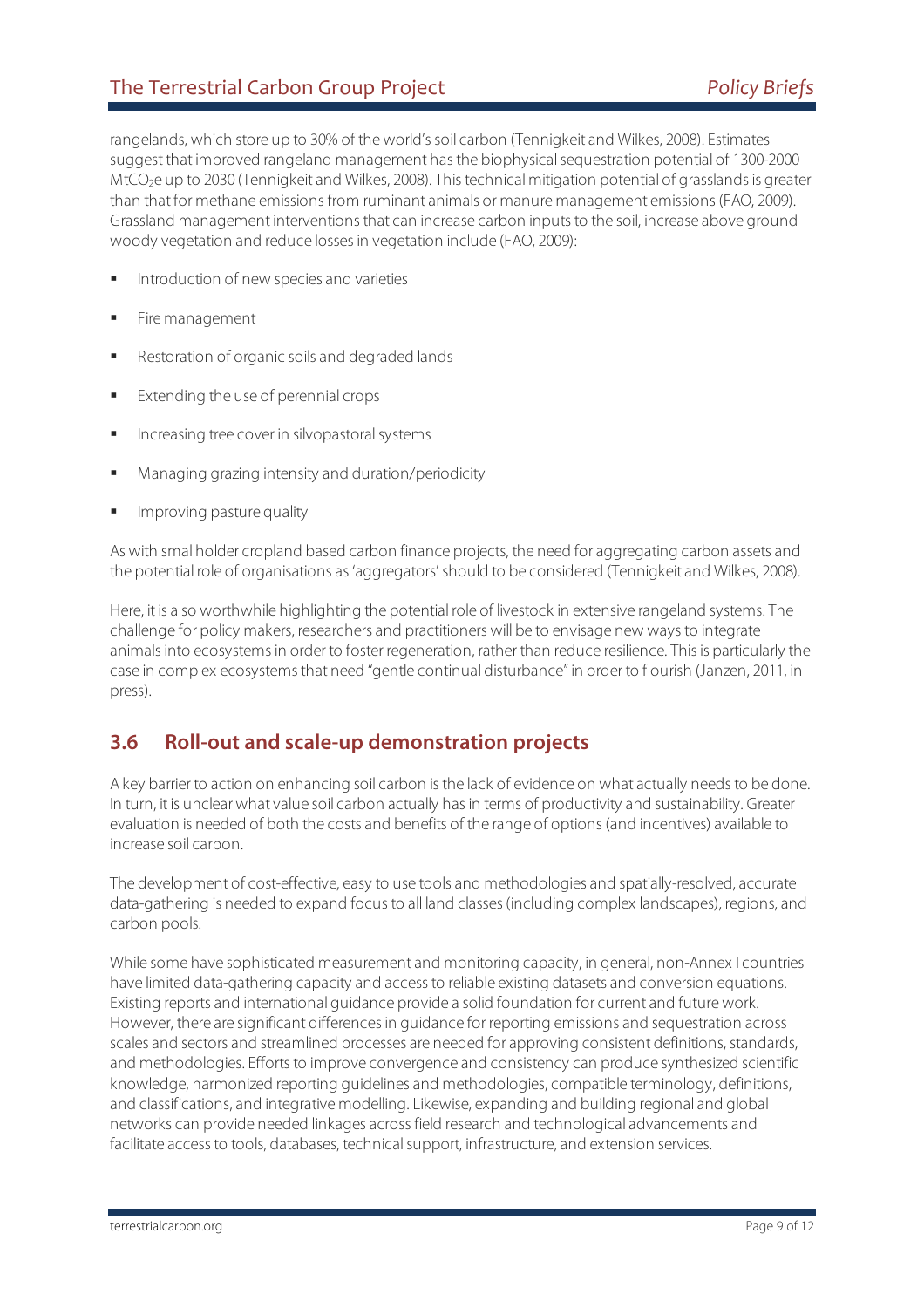rangelands, which store up to 30% of the world's soil carbon (Tennigkeit and Wilkes, 2008). Estimates suggest that improved rangeland management has the biophysical sequestration potential of 1300-2000 $MtCO_2e$ up to 2030 (Tennigkeit and Wilkes, 2008). This technical mitigation potential of grasslands is greater than that for methane emissions from ruminant animals or manure management emissions (FAO, 2009). Grassland management interventions that can increase carbon inputs to the soil, increase above ground woody vegetation and reduce losses in vegetation include (FAO, 2009):

- Introduction of new species and varieties
- Fire management
- Restoration of organic soils and degraded lands
- Extending the use of perennial crops
- Increasing tree cover in silvopastoral systems
- Managing grazing intensity and duration/periodicity
- Improving pasture quality

As with smallholder cropland based carbon finance projects, the need for aggregating carbon assets and the potential role of organisations as 'aggregators' should to be considered (Tennigkeit and Wilkes, 2008).

Here, it is also worthwhile highlighting the potential role of livestock in extensive rangeland systems. The challenge for policy makers, researchers and practitioners will be to envisage new ways to integrate animals into ecosystems in order to foster regeneration, rather than reduce resilience. This is particularly the case in complex ecosystems that need "gentle continual disturbance" in order to flourish (Janzen, 2011, in press).

## 3.6 Roll-out and scale-up demonstration projects

A key barrier to action on enhancing soil carbon is the lack of evidence on what actually needs to be done. In turn, it is unclear what value soil carbon actually has in terms of productivity and sustainability. Greater evaluation is needed of both the costs and benefits of the range of options (and incentives) available to increase soil carbon.

The development of cost-effective, easy to use tools and methodologies and spatially-resolved, accurate data-gathering is needed to expand focus to all land classes (including complex landscapes), regions, and carbon pools.

While some have sophisticated measurement and monitoring capacity, in general, non-Annex I countries have limited data-gathering capacity and access to reliable existing datasets and conversion equations. Existing reports and international guidance provide a solid foundation for current and future work. However, there are significant differences in guidance for reporting emissions and sequestration across scales and sectors and streamlined processes are needed for approving consistent definitions, standards, and methodologies. Efforts to improve convergence and consistency can produce synthesized scientific knowledge, harmonized reporting guidelines and methodologies, compatible terminology, definitions, and classifications, and integrative modelling. Likewise, expanding and building regional and global networks can provide needed linkages across field research and technological advancements and facilitate access to tools, databases, technical support, infrastructure, and extension services.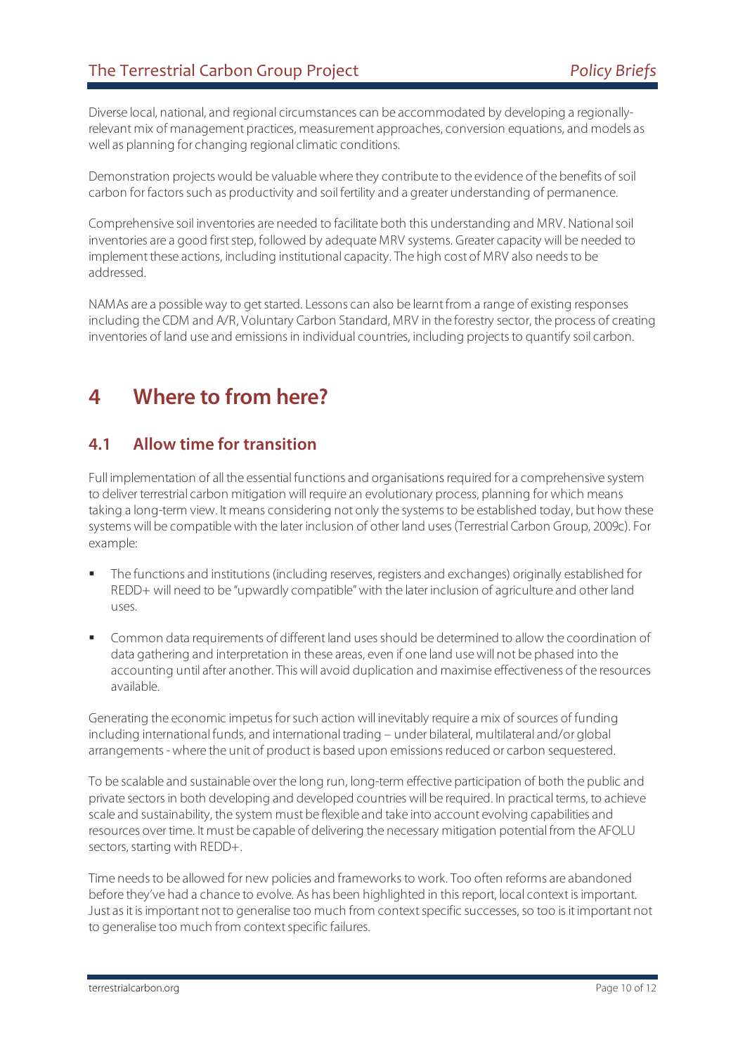Diverse local, national, and regional circumstances can be accommodated by developing a regionally-relevant mix of management practices, measurement approaches, conversion equations, and models as well as planning for changing regional climatic conditions.

Demonstration projects would be valuable where they contribute to the evidence of the benefits of soil carbon for factors such as productivity and soil fertility and a greater understanding of permanence.

Comprehensive soil inventories are needed to facilitate both this understanding and MRV. National soil inventories are a good first step, followed by adequate MRV systems. Greater capacity will be needed to implement these actions, including institutional capacity. The high cost of MRV also needs to be addressed.

NAMAs are a possible way to get started. Lessons can also be learnt from a range of existing responses including the CDM and A/R, Voluntary Carbon Standard, MRV in the forestry sector, the process of creating inventories of land use and emissions in individual countries, including projects to quantify soil carbon.

# 4 Where to from here?

## 4.1 Allow time for transition

Full implementation of all the essential functions and organisations required for a comprehensive system to deliver terrestrial carbon mitigation will require an evolutionary process, planning for which means taking a long-term view. It means considering not only the systems to be established today, but how these systems will be compatible with the later inclusion of other land uses (Terrestrial Carbon Group, 2009c). For example:

- The functions and institutions (including reserves, registers and exchanges) originally established for REDD+ will need to be "upwardly compatible" with the later inclusion of agriculture and other land uses.
- Common data requirements of different land uses should be determined to allow the coordination of data gathering and interpretation in these areas, even if one land use will not be phased into the accounting until after another. This will avoid duplication and maximise effectiveness of the resources available.

Generating the economic impetus for such action will inevitably require a mix of sources of funding including international funds, and international trading – under bilateral, multilateral and/or global arrangements - where the unit of product is based upon emissions reduced or carbon sequestered.

To be scalable and sustainable over the long run, long-term effective participation of both the public and private sectors in both developing and developed countries will be required. In practical terms, to achieve scale and sustainability, the system must be flexible and take into account evolving capabilities and resources over time. It must be capable of delivering the necessary mitigation potential from the AFOLU sectors, starting with REDD+.

Time needs to be allowed for new policies and frameworks to work. Too often reforms are abandoned before they've had a chance to evolve. As has been highlighted in this report, local context is important. Just as it is important not to generalise too much from context specific successes, so too is it important not to generalise too much from context specific failures.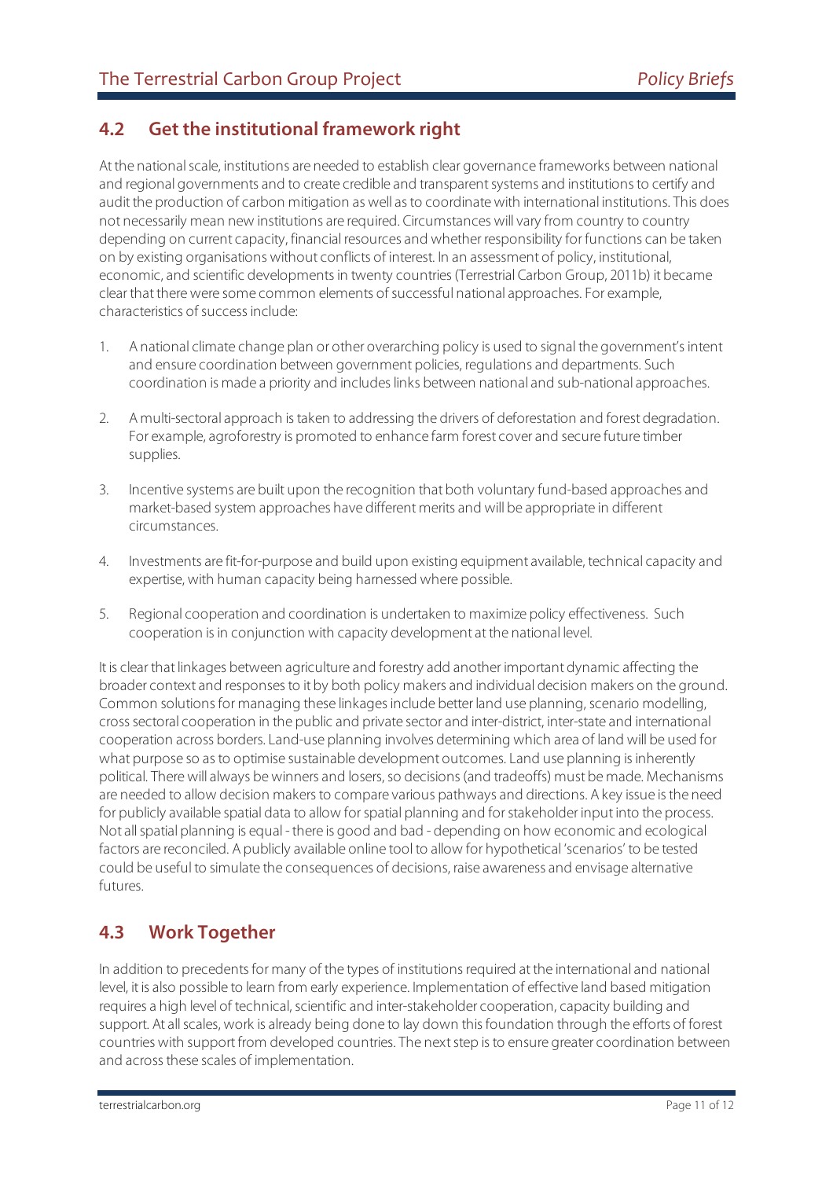## 4.2 Get the institutional framework right

At the national scale, institutions are needed to establish clear governance frameworks between national and regional governments and to create credible and transparent systems and institutions to certify and audit the production of carbon mitigation as well as to coordinate with international institutions. This does not necessarily mean new institutions are required. Circumstances will vary from country to country depending on current capacity, financial resources and whether responsibility for functions can be taken on by existing organisations without conflicts of interest. In an assessment of policy, institutional, economic, and scientific developments in twenty countries (Terrestrial Carbon Group, 2011b) it became clear that there were some common elements of successful national approaches. For example, characteristics of success include:

1. A national climate change plan or other overarching policy is used to signal the government's intent and ensure coordination between government policies, regulations and departments. Such coordination is made a priority and includes links between national and sub-national approaches.

2. A multi-sectoral approach is taken to addressing the drivers of deforestation and forest degradation. For example, agroforestry is promoted to enhance farm forest cover and secure future timber supplies.

3. Incentive systems are built upon the recognition that both voluntary fund-based approaches and market-based system approaches have different merits and will be appropriate in different circumstances.

4. Investments are fit-for-purpose and build upon existing equipment available, technical capacity and expertise, with human capacity being harnessed where possible.

5. Regional cooperation and coordination is undertaken to maximize policy effectiveness. Such cooperation is in conjunction with capacity development at the national level.

It is clear that linkages between agriculture and forestry add another important dynamic affecting the broader context and responses to it by both policy makers and individual decision makers on the ground. Common solutions for managing these linkages include better land use planning, scenario modelling, cross sectoral cooperation in the public and private sector and inter-district, inter-state and international cooperation across borders. Land-use planning involves determining which area of land will be used for what purpose so as to optimise sustainable development outcomes. Land use planning is inherently political. There will always be winners and losers, so decisions (and tradeoffs) must be made. Mechanisms are needed to allow decision makers to compare various pathways and directions. A key issue is the need for publicly available spatial data to allow for spatial planning and for stakeholder input into the process. Not all spatial planning is equal - there is good and bad - depending on how economic and ecological factors are reconciled. A publicly available online tool to allow for hypothetical 'scenarios' to be tested could be useful to simulate the consequences of decisions, raise awareness and envisage alternative futures.

## 4.3 Work Together

In addition to precedents for many of the types of institutions required at the international and national level, it is also possible to learn from early experience. Implementation of effective land based mitigation requires a high level of technical, scientific and inter-stakeholder cooperation, capacity building and support. At all scales, work is already being done to lay down this foundation through the efforts of forest countries with support from developed countries. The next step is to ensure greater coordination between and across these scales of implementation.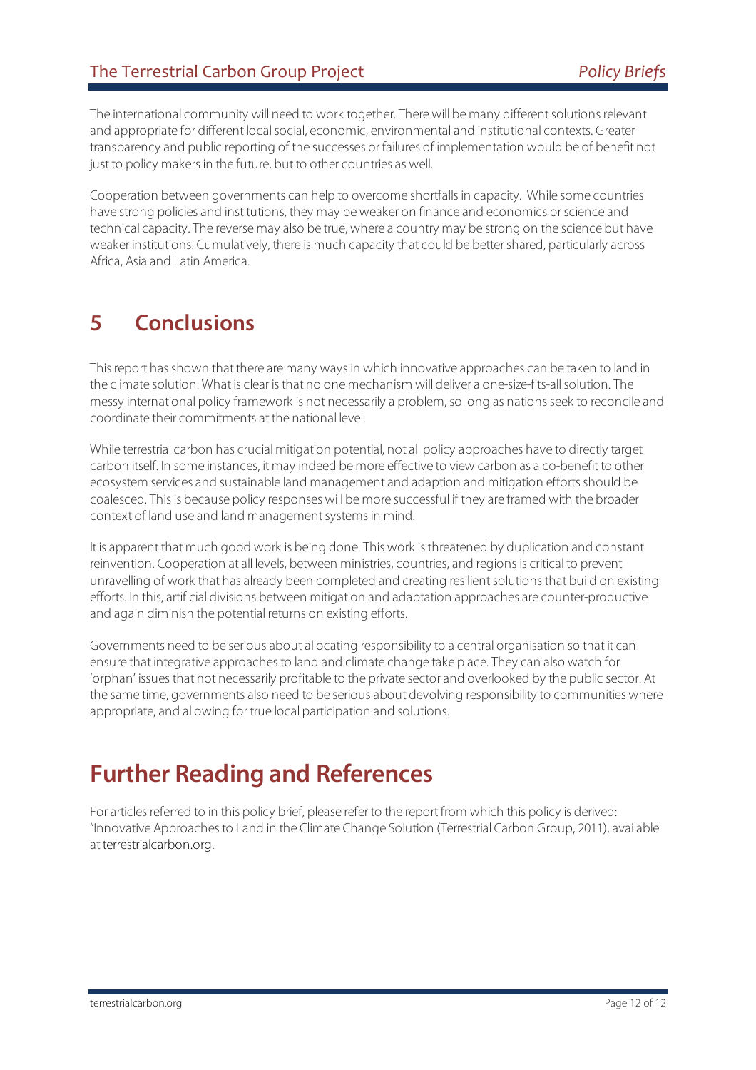The international community will need to work together. There will be many different solutions relevant and appropriate for different local social, economic, environmental and institutional contexts. Greater transparency and public reporting of the successes or failures of implementation would be of benefit not just to policy makers in the future, but to other countries as well.

Cooperation between governments can help to overcome shortfalls in capacity. While some countries have strong policies and institutions, they may be weaker on finance and economics or science and technical capacity. The reverse may also be true, where a country may be strong on the science but have weaker institutions. Cumulatively, there is much capacity that could be better shared, particularly across Africa, Asia and Latin America.

## 5 Conclusions

This report has shown that there are many ways in which innovative approaches can be taken to land in the climate solution. What is clear is that no one mechanism will deliver a one-size-fits-all solution. The messy international policy framework is not necessarily a problem, so long as nations seek to reconcile and coordinate their commitments at the national level.

While terrestrial carbon has crucial mitigation potential, not all policy approaches have to directly target carbon itself. In some instances, it may indeed be more effective to view carbon as a co-benefit to other ecosystem services and sustainable land management and adaption and mitigation efforts should be coalesced. This is because policy responses will be more successful if they are framed with the broader context of land use and land management systems in mind.

It is apparent that much good work is being done. This work is threatened by duplication and constant reinvention. Cooperation at all levels, between ministries, countries, and regions is critical to prevent unravelling of work that has already been completed and creating resilient solutions that build on existing efforts. In this, artificial divisions between mitigation and adaptation approaches are counter-productive and again diminish the potential returns on existing efforts.

Governments need to be serious about allocating responsibility to a central organisation so that it can ensure that integrative approaches to land and climate change take place. They can also watch for 'orphan' issues that not necessarily profitable to the private sector and overlooked by the public sector. At the same time, governments also need to be serious about devolving responsibility to communities where appropriate, and allowing for true local participation and solutions.

# Further Reading and References

For articles referred to in this policy brief, please refer to the report from which this policy is derived: "Innovative Approaches to Land in the Climate Change Solution (Terrestrial Carbon Group, 2011), available at terrestrialcarbon.org.